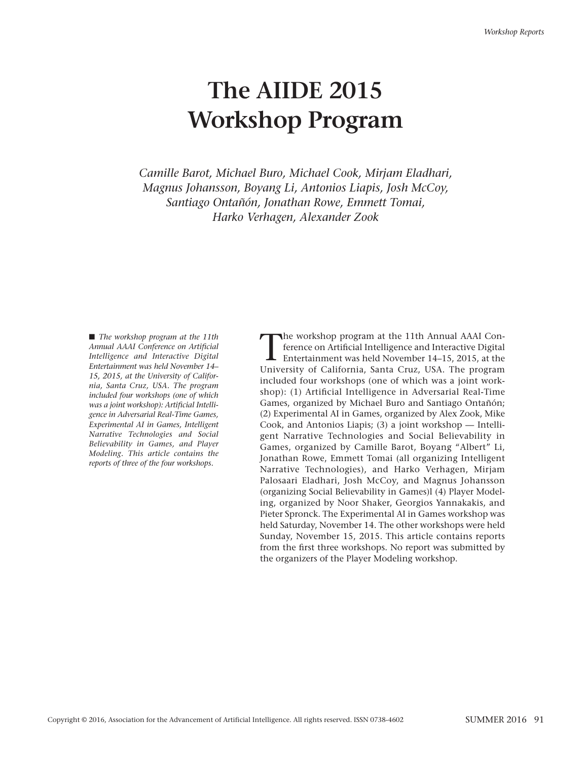# The AIIDE 2015 Workshop Program

*Camille Barot, Michael Buro, Michael Cook, Mirjam Eladhari, Magnus Johansson, Boyang Li, Antonios Liapis, Josh McCoy, Santiago Ontañón, Jonathan Rowe, Emmett Tomai, Harko Verhagen, Alexander Zook*

■ *The workshop program at the 11th Annual AAAI Conference on Artificial Intelligence and Interactive Digital Entertainment was held November 14–15, 2015, at the University of California, Santa Cruz, USA. The program included four workshops (one of which was a joint workshop): Artificial Intelligence in Adversarial Real-Time Games, Experimental AI in Games, Intelligent Narrative Technologies and Social Believability in Games, and Player Modeling. This article contains the reports of three of the four workshops.*

The workshop program at the 11th Annual AAAI Conference on Artificial Intelligence and Interactive Digital Entertainment was held November 14–15, 2015, at the University of California, Santa Cruz, USA. The program included four workshops (one of which was a joint workshop): (1) Artificial Intelligence in Adversarial Real-Time Games, organized by Michael Buro and Santiago Ontañón; (2) Experimental AI in Games, organized by Alex Zook, Mike Cook, and Antonios Liapis; (3) a joint workshop — Intelligent Narrative Technologies and Social Believability in Games, organized by Camille Barot, Boyang "Albert" Li, Jonathan Rowe, Emmett Tomai (all organizing Intelligent Narrative Technologies), and Harko Verhagen, Mirjam Palosaari Eladhari, Josh McCoy, and Magnus Johansson (organizing Social Believability in Games)l (4) Player Modeling, organized by Noor Shaker, Georgios Yannakakis, and Pieter Spronck. The Experimental AI in Games workshop was held Saturday, November 14. The other workshops were held Sunday, November 15, 2015. This article contains reports from the first three workshops. No report was submitted by the organizers of the Player Modeling workshop.

Copyright © 2016, Association for the Advancement of Artificial Intelligence. All rights reserved. ISSN 0738-4602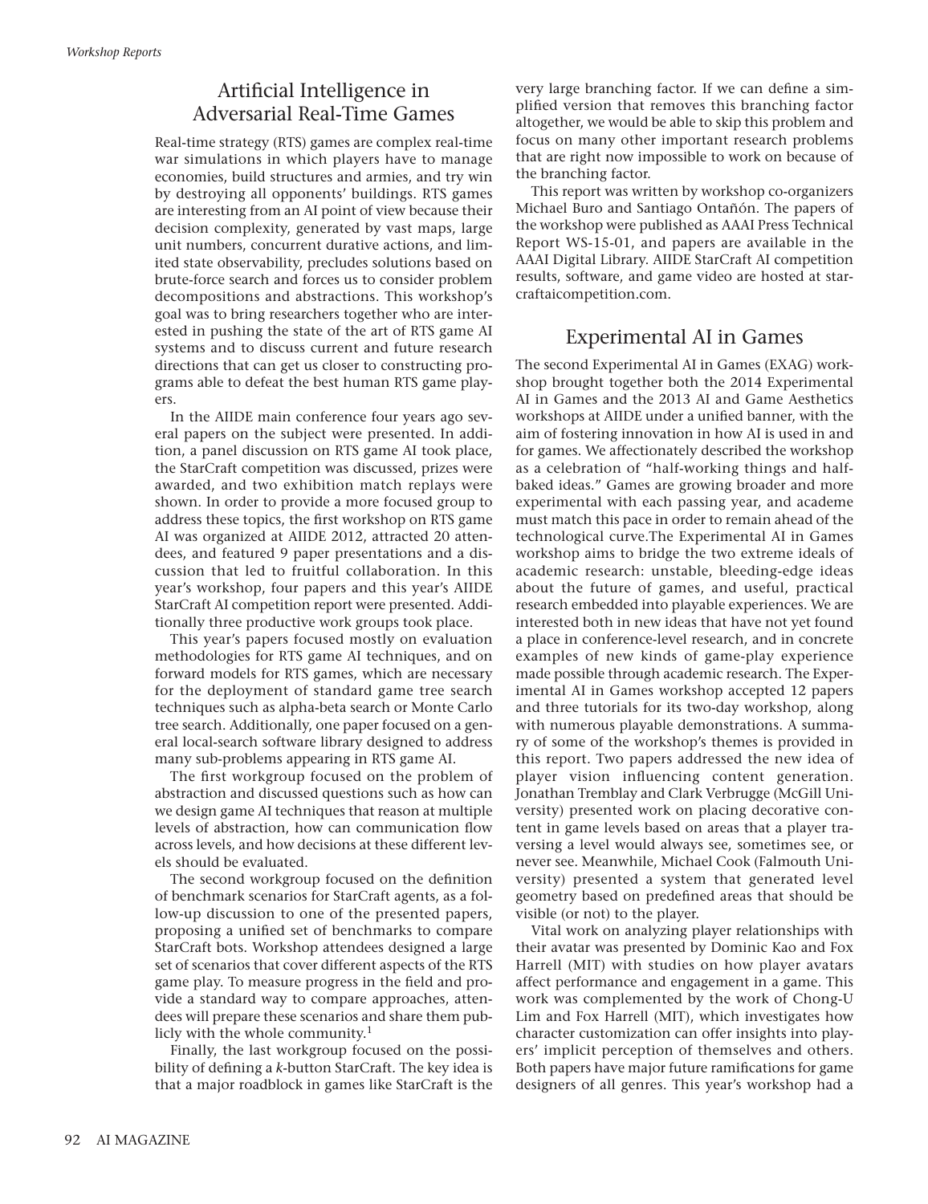## Artificial Intelligence in Adversarial Real-Time Games

Real-time strategy (RTS) games are complex real-time war simulations in which players have to manage economies, build structures and armies, and try win by destroying all opponents' buildings. RTS games are interesting from an AI point of view because their decision complexity, generated by vast maps, large unit numbers, concurrent durative actions, and limited state observability, precludes solutions based on brute-force search and forces us to consider problem decompositions and abstractions. This workshop's goal was to bring researchers together who are interested in pushing the state of the art of RTS game AI systems and to discuss current and future research directions that can get us closer to constructing programs able to defeat the best human RTS game players.

In the AIIDE main conference four years ago several papers on the subject were presented. In addition, a panel discussion on RTS game AI took place, the StarCraft competition was discussed, prizes were awarded, and two exhibition match replays were shown. In order to provide a more focused group to address these topics, the first workshop on RTS game AI was organized at AIIDE 2012, attracted 20 attendees, and featured 9 paper presentations and a discussion that led to fruitful collaboration. In this year's workshop, four papers and this year's AIIDE StarCraft AI competition report were presented. Additionally three productive work groups took place.

This year's papers focused mostly on evaluation methodologies for RTS game AI techniques, and on forward models for RTS games, which are necessary for the deployment of standard game tree search techniques such as alpha-beta search or Monte Carlo tree search. Additionally, one paper focused on a general local-search software library designed to address many sub-problems appearing in RTS game AI.

The first workgroup focused on the problem of abstraction and discussed questions such as how can we design game AI techniques that reason at multiple levels of abstraction, how can communication flow across levels, and how decisions at these different levels should be evaluated.

The second workgroup focused on the definition of benchmark scenarios for StarCraft agents, as a follow-up discussion to one of the presented papers, proposing a unified set of benchmarks to compare StarCraft bots. Workshop attendees designed a large set of scenarios that cover different aspects of the RTS game play. To measure progress in the field and provide a standard way to compare approaches, attendees will prepare these scenarios and share them publicly with the whole community.[1]

Finally, the last workgroup focused on the possibility of defining a *k*-button StarCraft. The key idea is that a major roadblock in games like StarCraft is the very large branching factor. If we can define a simplified version that removes this branching factor altogether, we would be able to skip this problem and focus on many other important research problems that are right now impossible to work on because of the branching factor.

This report was written by workshop co-organizers Michael Buro and Santiago Ontañón. The papers of the workshop were published as AAAI Press Technical Report WS-15-01, and papers are available in the AAAI Digital Library. AIIDE StarCraft AI competition results, software, and game video are hosted at starcraftaicompetition.com.

## Experimental AI in Games

The second Experimental AI in Games (EXAG) workshop brought together both the 2014 Experimental AI in Games and the 2013 AI and Game Aesthetics workshops at AIIDE under a unified banner, with the aim of fostering innovation in how AI is used in and for games. We affectionately described the workshop as a celebration of "half-working things and half-baked ideas." Games are growing broader and more experimental with each passing year, and academe must match this pace in order to remain ahead of the technological curve.The Experimental AI in Games workshop aims to bridge the two extreme ideals of academic research: unstable, bleeding-edge ideas about the future of games, and useful, practical research embedded into playable experiences. We are interested both in new ideas that have not yet found a place in conference-level research, and in concrete examples of new kinds of game-play experience made possible through academic research. The Experimental AI in Games workshop accepted 12 papers and three tutorials for its two-day workshop, along with numerous playable demonstrations. A summary of some of the workshop's themes is provided in this report. Two papers addressed the new idea of player vision influencing content generation. Jonathan Tremblay and Clark Verbrugge (McGill University) presented work on placing decorative content in game levels based on areas that a player traversing a level would always see, sometimes see, or never see. Meanwhile, Michael Cook (Falmouth University) presented a system that generated level geometry based on predefined areas that should be visible (or not) to the player.

Vital work on analyzing player relationships with their avatar was presented by Dominic Kao and Fox Harrell (MIT) with studies on how player avatars affect performance and engagement in a game. This work was complemented by the work of Chong-U Lim and Fox Harrell (MIT), which investigates how character customization can offer insights into players' implicit perception of themselves and others. Both papers have major future ramifications for game designers of all genres. This year's workshop had a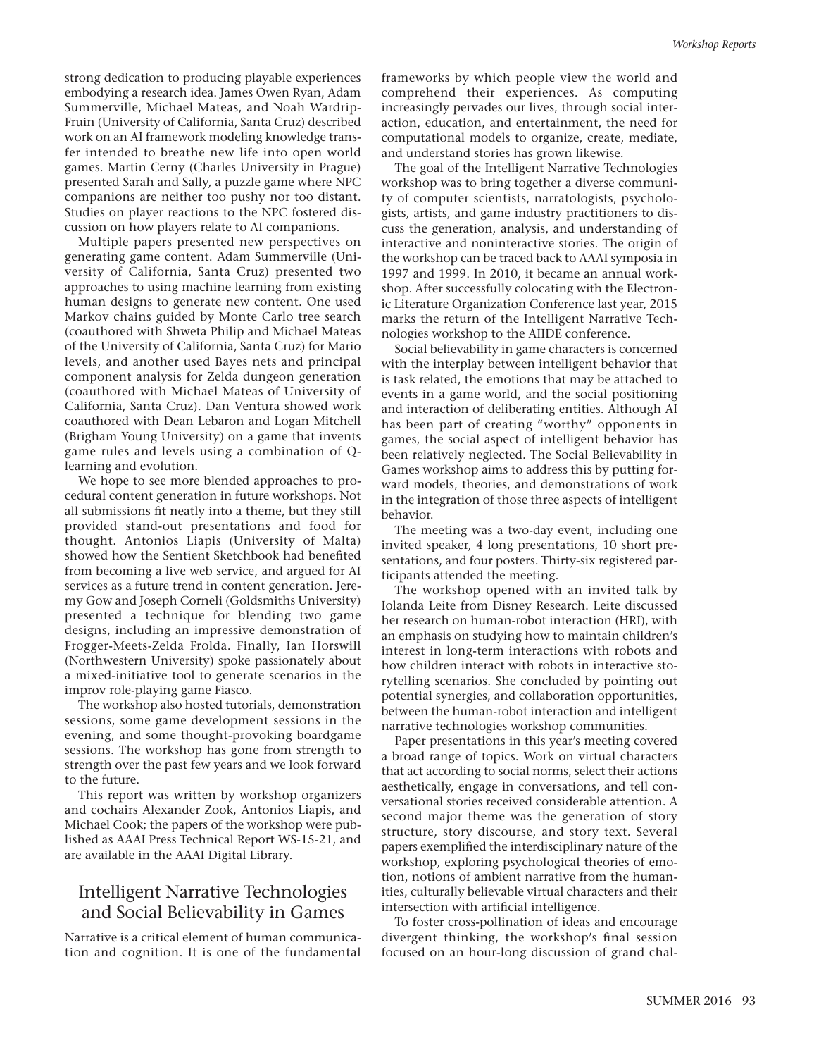strong dedication to producing playable experiences embodying a research idea. James Owen Ryan, Adam Summerville, Michael Mateas, and Noah Wardrip-Fruin (University of California, Santa Cruz) described work on an AI framework modeling knowledge transfer intended to breathe new life into open world games. Martin Cerny (Charles University in Prague) presented Sarah and Sally, a puzzle game where NPC companions are neither too pushy nor too distant. Studies on player reactions to the NPC fostered discussion on how players relate to AI companions.

Multiple papers presented new perspectives on generating game content. Adam Summerville (University of California, Santa Cruz) presented two approaches to using machine learning from existing human designs to generate new content. One used Markov chains guided by Monte Carlo tree search (coauthored with Shweta Philip and Michael Mateas of the University of California, Santa Cruz) for Mario levels, and another used Bayes nets and principal component analysis for Zelda dungeon generation (coauthored with Michael Mateas of University of California, Santa Cruz). Dan Ventura showed work coauthored with Dean Lebaron and Logan Mitchell (Brigham Young University) on a game that invents game rules and levels using a combination of Q-learning and evolution.

We hope to see more blended approaches to procedural content generation in future workshops. Not all submissions fit neatly into a theme, but they still provided stand-out presentations and food for thought. Antonios Liapis (University of Malta) showed how the Sentient Sketchbook had benefited from becoming a live web service, and argued for AI services as a future trend in content generation. Jeremy Gow and Joseph Corneli (Goldsmiths University) presented a technique for blending two game designs, including an impressive demonstration of Frogger-Meets-Zelda Frolda. Finally, Ian Horswill (Northwestern University) spoke passionately about a mixed-initiative tool to generate scenarios in the improv role-playing game Fiasco.

The workshop also hosted tutorials, demonstration sessions, some game development sessions in the evening, and some thought-provoking boardgame sessions. The workshop has gone from strength to strength over the past few years and we look forward to the future.

This report was written by workshop organizers and cochairs Alexander Zook, Antonios Liapis, and Michael Cook; the papers of the workshop were published as AAAI Press Technical Report WS-15-21, and are available in the AAAI Digital Library.

## Intelligent Narrative Technologies and Social Believability in Games

Narrative is a critical element of human communication and cognition. It is one of the fundamental frameworks by which people view the world and comprehend their experiences. As computing increasingly pervades our lives, through social interaction, education, and entertainment, the need for computational models to organize, create, mediate, and understand stories has grown likewise.

The goal of the Intelligent Narrative Technologies workshop was to bring together a diverse community of computer scientists, narratologists, psychologists, artists, and game industry practitioners to discuss the generation, analysis, and understanding of interactive and noninteractive stories. The origin of the workshop can be traced back to AAAI symposia in 1997 and 1999. In 2010, it became an annual workshop. After successfully colocating with the Electronic Literature Organization Conference last year, 2015 marks the return of the Intelligent Narrative Technologies workshop to the AIIDE conference.

Social believability in game characters is concerned with the interplay between intelligent behavior that is task related, the emotions that may be attached to events in a game world, and the social positioning and interaction of deliberating entities. Although AI has been part of creating "worthy" opponents in games, the social aspect of intelligent behavior has been relatively neglected. The Social Believability in Games workshop aims to address this by putting forward models, theories, and demonstrations of work in the integration of those three aspects of intelligent behavior.

The meeting was a two-day event, including one invited speaker, 4 long presentations, 10 short presentations, and four posters. Thirty-six registered participants attended the meeting.

The workshop opened with an invited talk by Iolanda Leite from Disney Research. Leite discussed her research on human-robot interaction (HRI), with an emphasis on studying how to maintain children's interest in long-term interactions with robots and how children interact with robots in interactive storytelling scenarios. She concluded by pointing out potential synergies, and collaboration opportunities, between the human-robot interaction and intelligent narrative technologies workshop communities.

Paper presentations in this year's meeting covered a broad range of topics. Work on virtual characters that act according to social norms, select their actions aesthetically, engage in conversations, and tell conversational stories received considerable attention. A second major theme was the generation of story structure, story discourse, and story text. Several papers exemplified the interdisciplinary nature of the workshop, exploring psychological theories of emotion, notions of ambient narrative from the humanities, culturally believable virtual characters and their intersection with artificial intelligence.

To foster cross-pollination of ideas and encourage divergent thinking, the workshop's final session focused on an hour-long discussion of grand chal-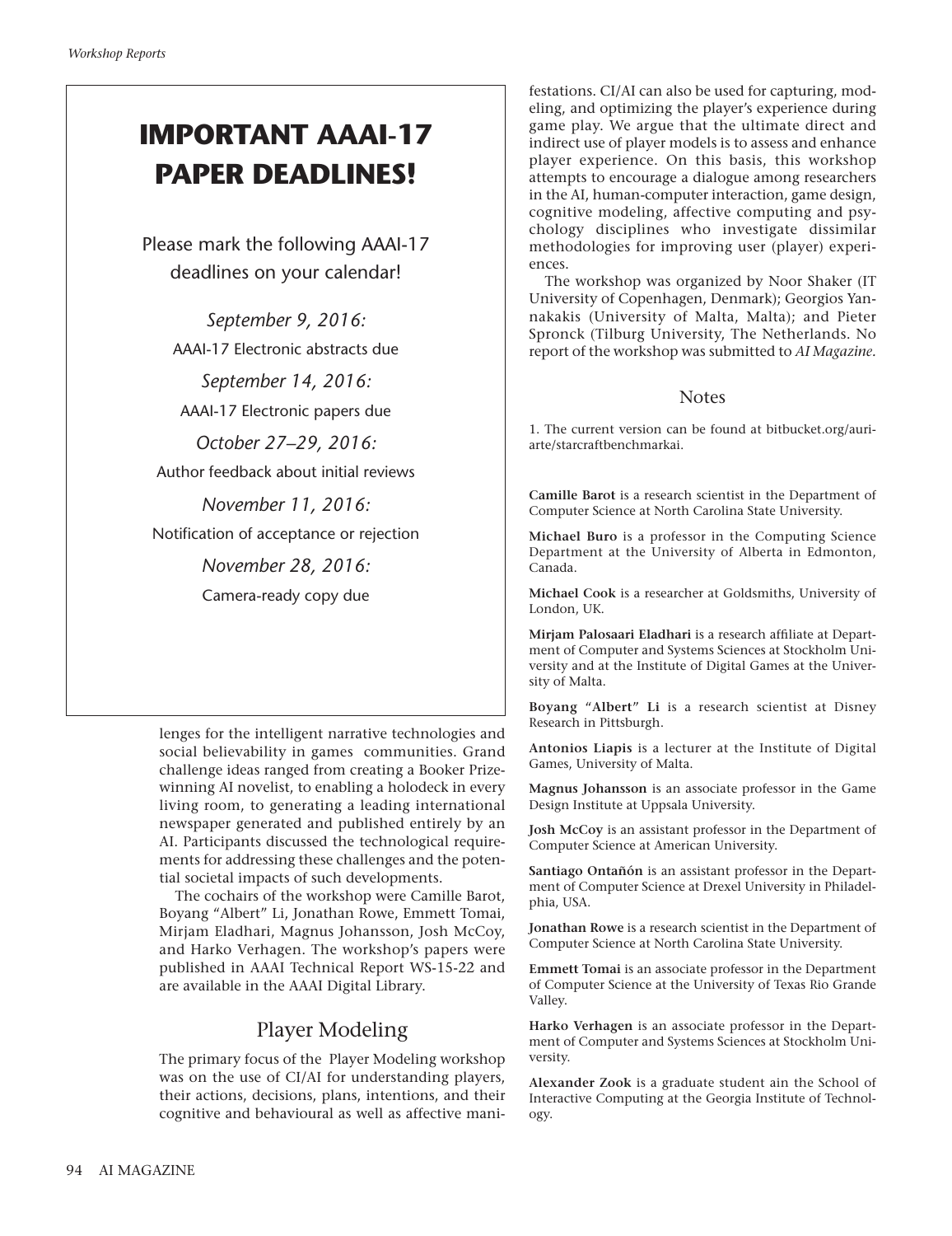## IMPORTANT AAAI-17 PAPER DEADLINES!

Please mark the following AAAI-17 deadlines on your calendar!

*September 9, 2016:*
AAAI-17 Electronic abstracts due

*September 14, 2016:*
AAAI-17 Electronic papers due

*October 27–29, 2016:*
Author feedback about initial reviews

*November 11, 2016:*
Notification of acceptance or rejection

*November 28, 2016:*
Camera-ready copy due

lenges for the intelligent narrative technologies and social believability in games communities. Grand challenge ideas ranged from creating a Booker Prize-winning AI novelist, to enabling a holodeck in every living room, to generating a leading international newspaper generated and published entirely by an AI. Participants discussed the technological requirements for addressing these challenges and the potential societal impacts of such developments.

The cochairs of the workshop were Camille Barot, Boyang "Albert" Li, Jonathan Rowe, Emmett Tomai, Mirjam Eladhari, Magnus Johansson, Josh McCoy, and Harko Verhagen. The workshop's papers were published in AAAI Technical Report WS-15-22 and are available in the AAAI Digital Library.

## Player Modeling

The primary focus of the Player Modeling workshop was on the use of CI/AI for understanding players, their actions, decisions, plans, intentions, and their cognitive and behavioural as well as affective manifestations. CI/AI can also be used for capturing, modeling, and optimizing the player's experience during game play. We argue that the ultimate direct and indirect use of player models is to assess and enhance player experience. On this basis, this workshop attempts to encourage a dialogue among researchers in the AI, human-computer interaction, game design, cognitive modeling, affective computing and psychology disciplines who investigate dissimilar methodologies for improving user (player) experiences.

The workshop was organized by Noor Shaker (IT University of Copenhagen, Denmark); Georgios Yannakakis (University of Malta, Malta); and Pieter Spronck (Tilburg University, The Netherlands. No report of the workshop was submitted to *AI Magazine.*

### Notes

1. The current version can be found at bitbucket.org/auriarte/starcraftbenchmarkai.

**Camille Barot** is a research scientist in the Department of Computer Science at North Carolina State University.

**Michael Buro** is a professor in the Computing Science Department at the University of Alberta in Edmonton, Canada.

**Michael Cook** is a researcher at Goldsmiths, University of London, UK.

**Mirjam Palosaari Eladhari** is a research affiliate at Department of Computer and Systems Sciences at Stockholm University and at the Institute of Digital Games at the University of Malta.

**Boyang "Albert" Li** is a research scientist at Disney Research in Pittsburgh.

**Antonios Liapis** is a lecturer at the Institute of Digital Games, University of Malta.

**Magnus Johansson** is an associate professor in the Game Design Institute at Uppsala University.

**Josh McCoy** is an assistant professor in the Department of Computer Science at American University.

**Santiago Ontañón** is an assistant professor in the Department of Computer Science at Drexel University in Philadelphia, USA.

**Jonathan Rowe** is a research scientist in the Department of Computer Science at North Carolina State University.

**Emmett Tomai** is an associate professor in the Department of Computer Science at the University of Texas Rio Grande Valley.

**Harko Verhagen** is an associate professor in the Department of Computer and Systems Sciences at Stockholm University.

**Alexander Zook** is a graduate student ain the School of Interactive Computing at the Georgia Institute of Technology.